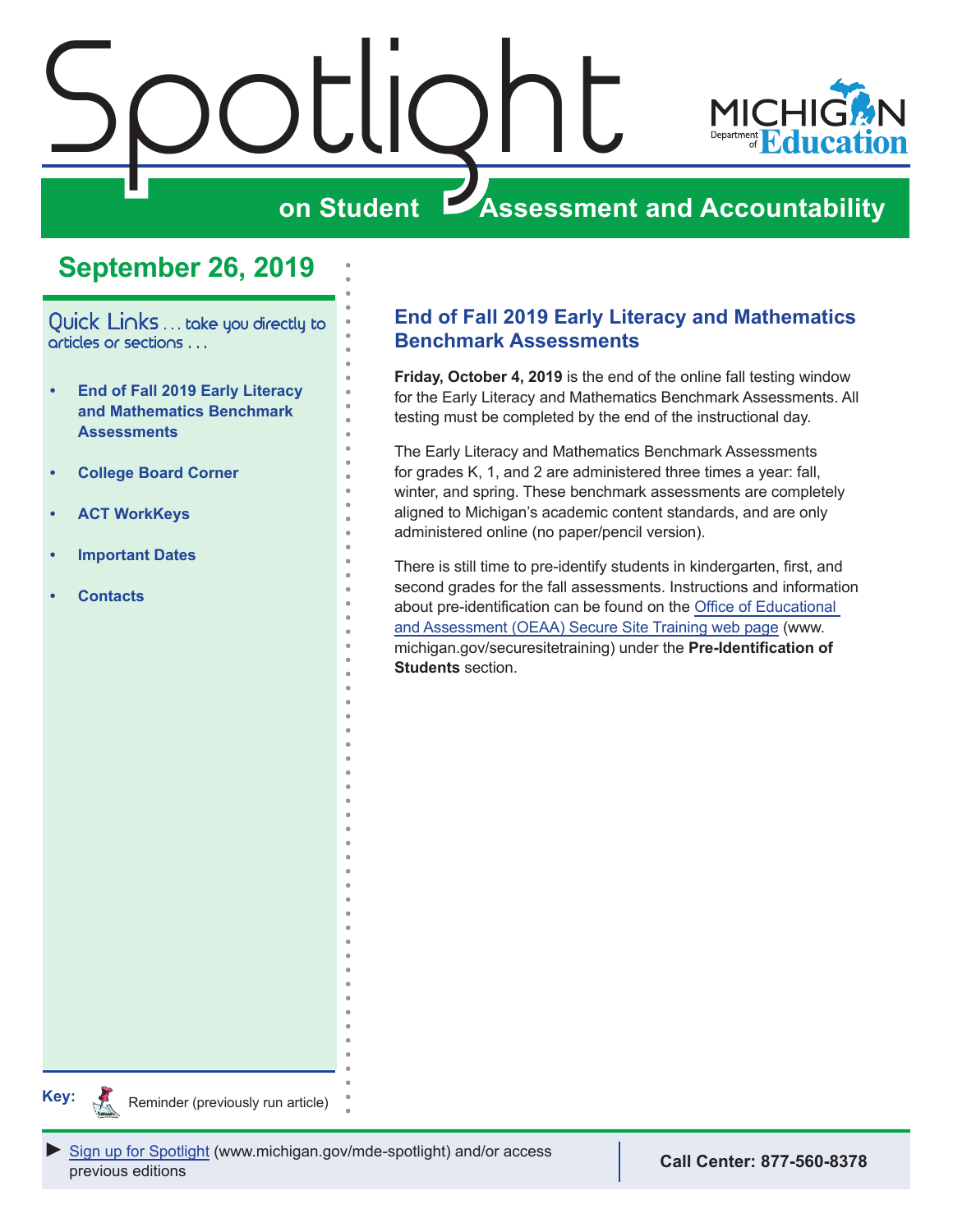# Spotlight on Student Assessment and Accountability

MICHIGAN Department of Education

## September 26, 2019

Quick Links . . . take you directly to articles or sections . . .

- **End of Fall 2019 Early Literacy and Mathematics Benchmark Assessments**
- **College Board Corner**
- **ACT WorkKeys**
- **Important Dates**
- **Contacts**

**Key:** Reminder (previously run article)

### End of Fall 2019 Early Literacy and Mathematics Benchmark Assessments

**Friday, October 4, 2019** is the end of the online fall testing window for the Early Literacy and Mathematics Benchmark Assessments. All testing must be completed by the end of the instructional day.

The Early Literacy and Mathematics Benchmark Assessments for grades K, 1, and 2 are administered three times a year: fall, winter, and spring. These benchmark assessments are completely aligned to Michigan's academic content standards, and are only administered online (no paper/pencil version).

There is still time to pre-identify students in kindergarten, first, and second grades for the fall assessments. Instructions and information about pre-identification can be found on the Office of Educational and Assessment (OEAA) Secure Site Training web page (www.michigan.gov/securesitetraining) under the **Pre-Identification of Students** section.

► Sign up for Spotlight (www.michigan.gov/mde-spotlight) and/or access previous editions

**Call Center: 877-560-8378**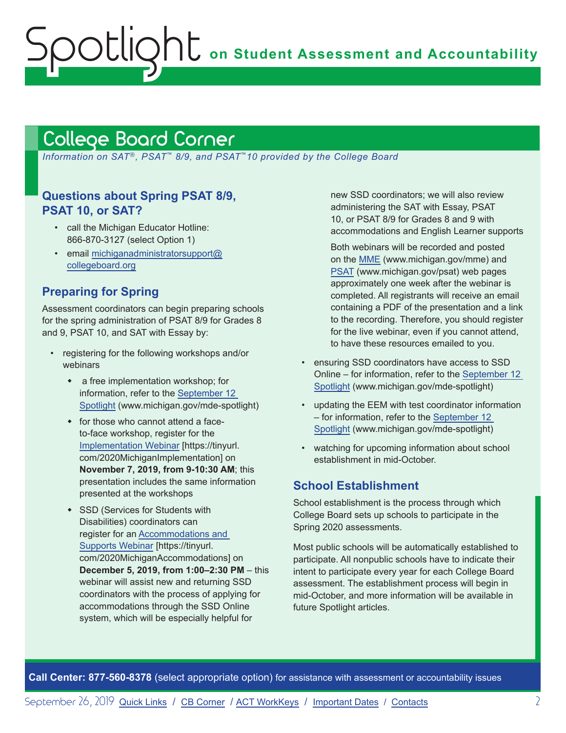# College Board Corner

*Information on SAT®, PSAT™ 8/9, and PSAT™10 provided by the College Board*

## Questions about Spring PSAT 8/9, PSAT 10, or SAT?

- call the Michigan Educator Hotline: 866-870-3127 (select Option 1)
- email michiganadministratorsupport@collegeboard.org

## Preparing for Spring

Assessment coordinators can begin preparing schools for the spring administration of PSAT 8/9 for Grades 8 and 9, PSAT 10, and SAT with Essay by:

- registering for the following workshops and/or webinars
  - a free implementation workshop; for information, refer to the September 12 Spotlight (www.michigan.gov/mde-spotlight)
  - for those who cannot attend a face-to-face workshop, register for the Implementation Webinar [https://tinyurl.com/2020MichiganImplementation] on **November 7, 2019, from 9-10:30 AM**; this presentation includes the same information presented at the workshops
  - SSD (Services for Students with Disabilities) coordinators can register for an Accommodations and Supports Webinar [https://tinyurl.com/2020MichiganAccommodations] on **December 5, 2019, from 1:00–2:30 PM** – this webinar will assist new and returning SSD coordinators with the process of applying for accommodations through the SSD Online system, which will be especially helpful for new SSD coordinators; we will also review administering the SAT with Essay, PSAT 10, or PSAT 8/9 for Grades 8 and 9 with accommodations and English Learner supports

    Both webinars will be recorded and posted on the MME (www.michigan.gov/mme) and PSAT (www.michigan.gov/psat) web pages approximately one week after the webinar is completed. All registrants will receive an email containing a PDF of the presentation and a link to the recording. Therefore, you should register for the live webinar, even if you cannot attend, to have these resources emailed to you.
- ensuring SSD coordinators have access to SSD Online – for information, refer to the September 12 Spotlight (www.michigan.gov/mde-spotlight)
- updating the EEM with test coordinator information – for information, refer to the September 12 Spotlight (www.michigan.gov/mde-spotlight)
- watching for upcoming information about school establishment in mid-October.

## School Establishment

School establishment is the process through which College Board sets up schools to participate in the Spring 2020 assessments.

Most public schools will be automatically established to participate. All nonpublic schools have to indicate their intent to participate every year for each College Board assessment. The establishment process will begin in mid-October, and more information will be available in future Spotlight articles.

**Call Center: 877-560-8378** (select appropriate option) for assistance with assessment or accountability issues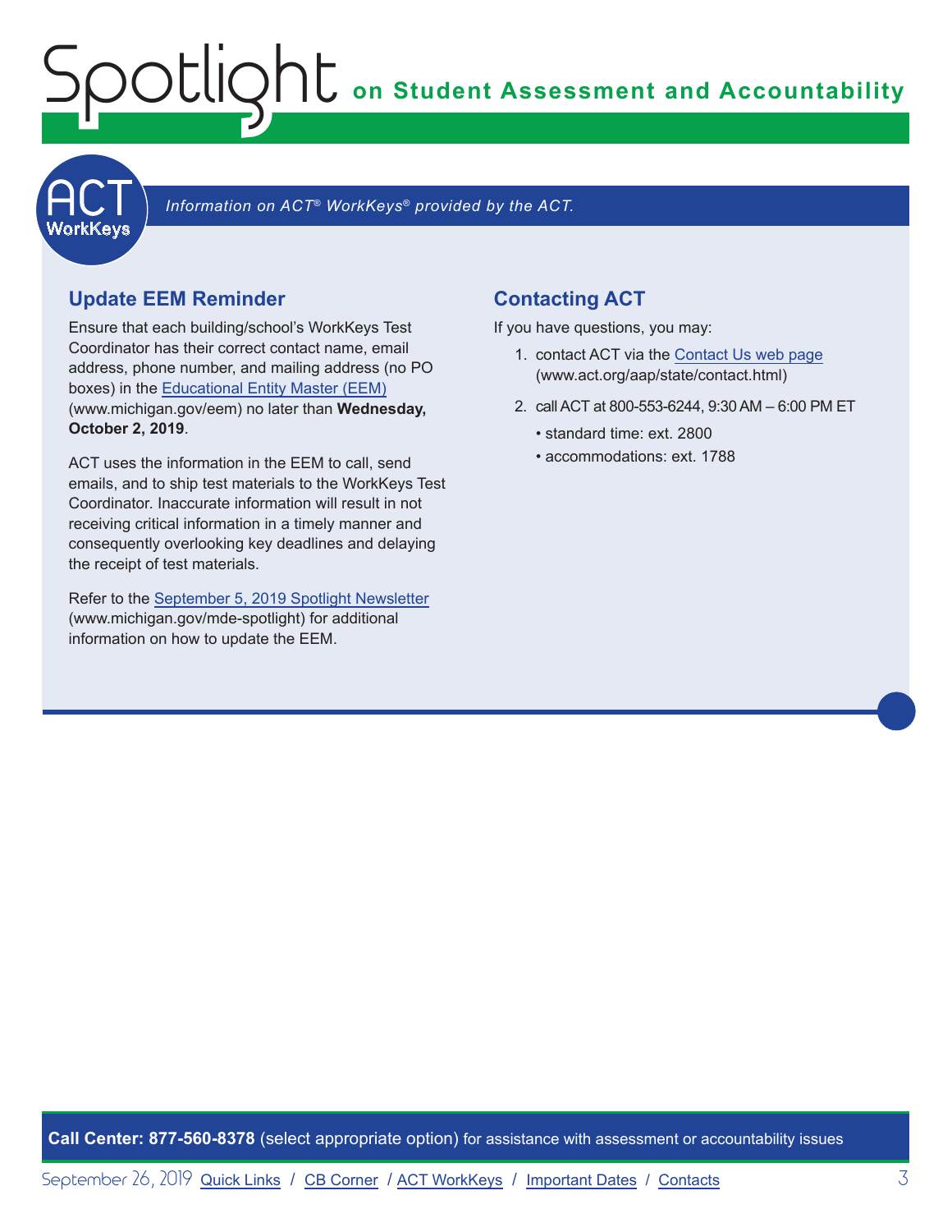# ACT WorkKeys

*Information on ACT® WorkKeys® provided by the ACT.*

## Update EEM Reminder

Ensure that each building/school's WorkKeys Test Coordinator has their correct contact name, email address, phone number, and mailing address (no PO boxes) in the Educational Entity Master (EEM) (www.michigan.gov/eem) no later than **Wednesday, October 2, 2019**.

ACT uses the information in the EEM to call, send emails, and to ship test materials to the WorkKeys Test Coordinator. Inaccurate information will result in not receiving critical information in a timely manner and consequently overlooking key deadlines and delaying the receipt of test materials.

Refer to the September 5, 2019 Spotlight Newsletter (www.michigan.gov/mde-spotlight) for additional information on how to update the EEM.

## Contacting ACT

If you have questions, you may:

1. contact ACT via the Contact Us web page (www.act.org/aap/state/contact.html)
2. call ACT at 800-553-6244, 9:30 AM – 6:00 PM ET
   - standard time: ext. 2800
   - accommodations: ext. 1788

**Call Center: 877-560-8378** (select appropriate option) for assistance with assessment or accountability issues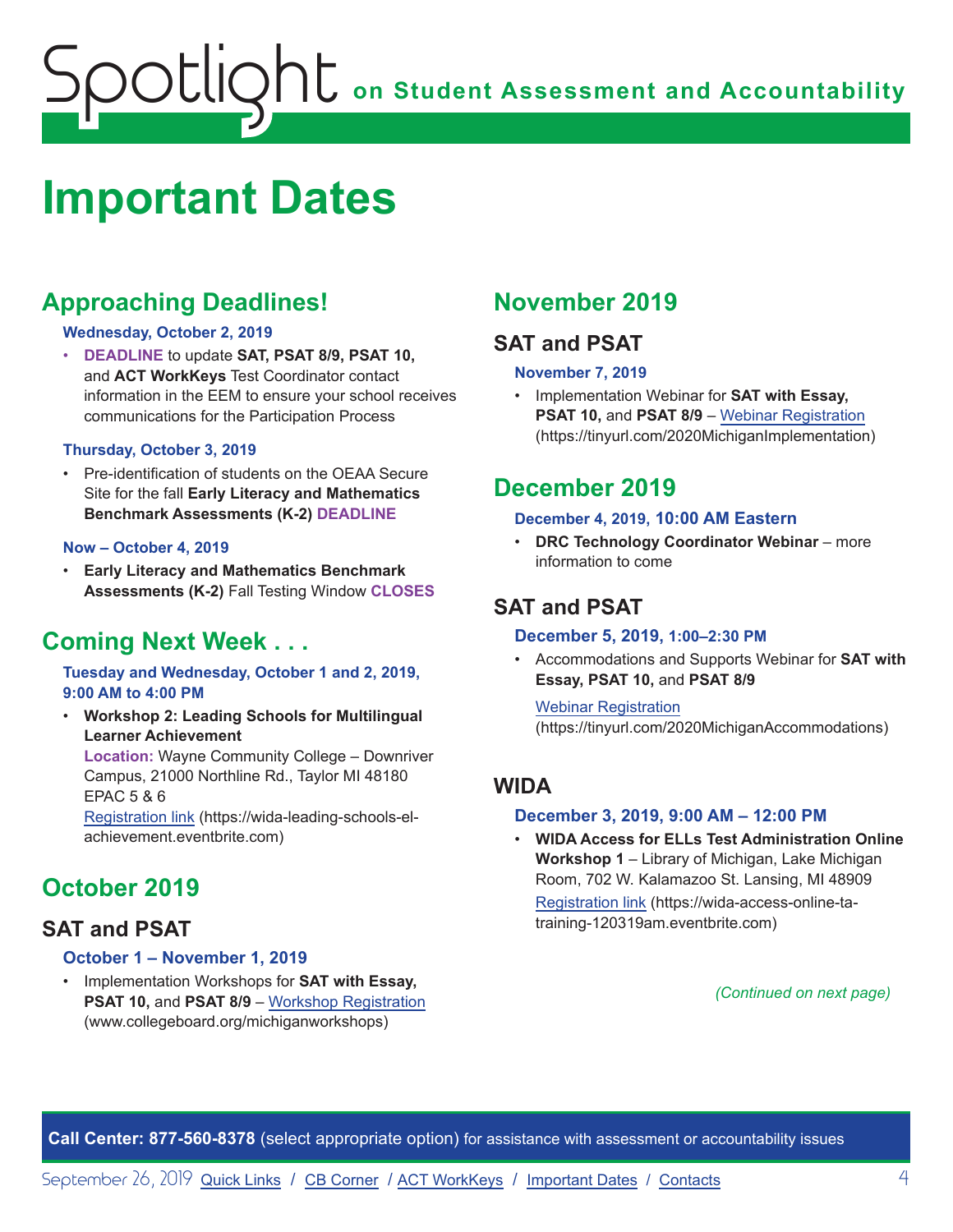# Important Dates

## Approaching Deadlines!

**Wednesday, October 2, 2019**

- **DEADLINE** to update **SAT, PSAT 8/9, PSAT 10,** and **ACT WorkKeys** Test Coordinator contact information in the EEM to ensure your school receives communications for the Participation Process

**Thursday, October 3, 2019**

- Pre-identification of students on the OEAA Secure Site for the fall **Early Literacy and Mathematics Benchmark Assessments (K-2) DEADLINE**

**Now – October 4, 2019**

- **Early Literacy and Mathematics Benchmark Assessments (K-2)** Fall Testing Window **CLOSES**

## Coming Next Week . . .

**Tuesday and Wednesday, October 1 and 2, 2019, 9:00 AM to 4:00 PM**

- **Workshop 2: Leading Schools for Multilingual Learner Achievement**
  **Location:** Wayne Community College – Downriver Campus, 21000 Northline Rd., Taylor MI 48180 EPAC 5 & 6
  Registration link (https://wida-leading-schools-el-achievement.eventbrite.com)

## October 2019

### SAT and PSAT

**October 1 – November 1, 2019**

- Implementation Workshops for **SAT with Essay, PSAT 10,** and **PSAT 8/9** – Workshop Registration (www.collegeboard.org/michiganworkshops)

## November 2019

### SAT and PSAT

**November 7, 2019**

- Implementation Webinar for **SAT with Essay, PSAT 10,** and **PSAT 8/9** – Webinar Registration (https://tinyurl.com/2020MichiganImplementation)

## December 2019

**December 4, 2019, 10:00 AM Eastern**

- **DRC Technology Coordinator Webinar** – more information to come

### SAT and PSAT

**December 5, 2019, 1:00–2:30 PM**

- Accommodations and Supports Webinar for **SAT with Essay, PSAT 10,** and **PSAT 8/9**

  Webinar Registration (https://tinyurl.com/2020MichiganAccommodations)

### WIDA

**December 3, 2019, 9:00 AM – 12:00 PM**

- **WIDA Access for ELLs Test Administration Online Workshop 1** – Library of Michigan, Lake Michigan Room, 702 W. Kalamazoo St. Lansing, MI 48909
  Registration link (https://wida-access-online-ta-training-120319am.eventbrite.com)

*(Continued on next page)*

**Call Center: 877-560-8378** (select appropriate option) for assistance with assessment or accountability issues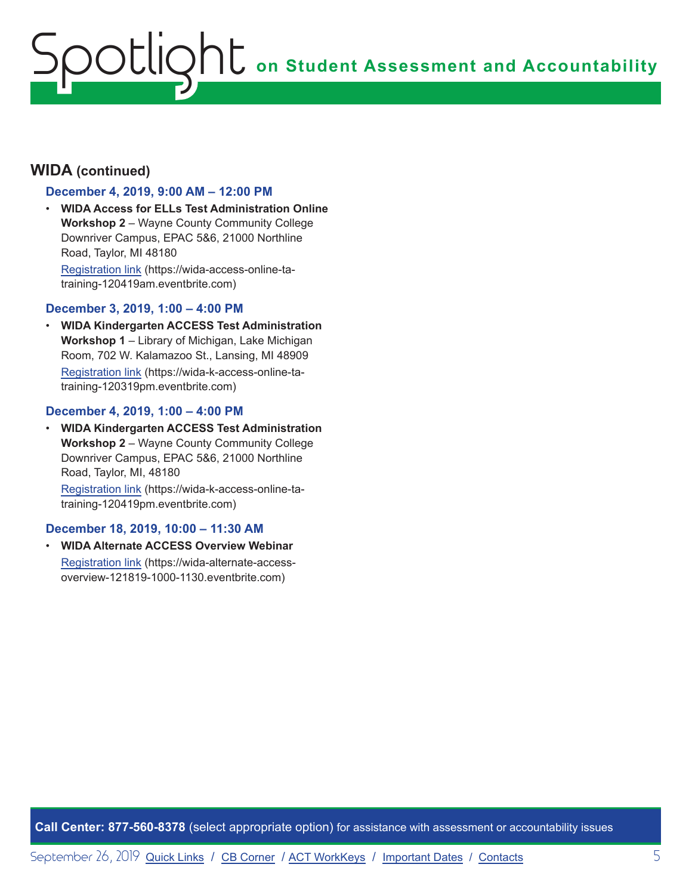## WIDA (continued)

### December 4, 2019, 9:00 AM – 12:00 PM

- **WIDA Access for ELLs Test Administration Online Workshop 2** – Wayne County Community College Downriver Campus, EPAC 5&6, 21000 Northline Road, Taylor, MI 48180

  Registration link (https://wida-access-online-ta-training-120419am.eventbrite.com)

### December 3, 2019, 1:00 – 4:00 PM

- **WIDA Kindergarten ACCESS Test Administration Workshop 1** – Library of Michigan, Lake Michigan Room, 702 W. Kalamazoo St., Lansing, MI 48909

  Registration link (https://wida-k-access-online-ta-training-120319pm.eventbrite.com)

### December 4, 2019, 1:00 – 4:00 PM

- **WIDA Kindergarten ACCESS Test Administration Workshop 2** – Wayne County Community College Downriver Campus, EPAC 5&6, 21000 Northline Road, Taylor, MI, 48180

  Registration link (https://wida-k-access-online-ta-training-120419pm.eventbrite.com)

### December 18, 2019, 10:00 – 11:30 AM

- **WIDA Alternate ACCESS Overview Webinar**

  Registration link (https://wida-alternate-access-overview-121819-1000-1130.eventbrite.com)

**Call Center: 877-560-8378** (select appropriate option) for assistance with assessment or accountability issues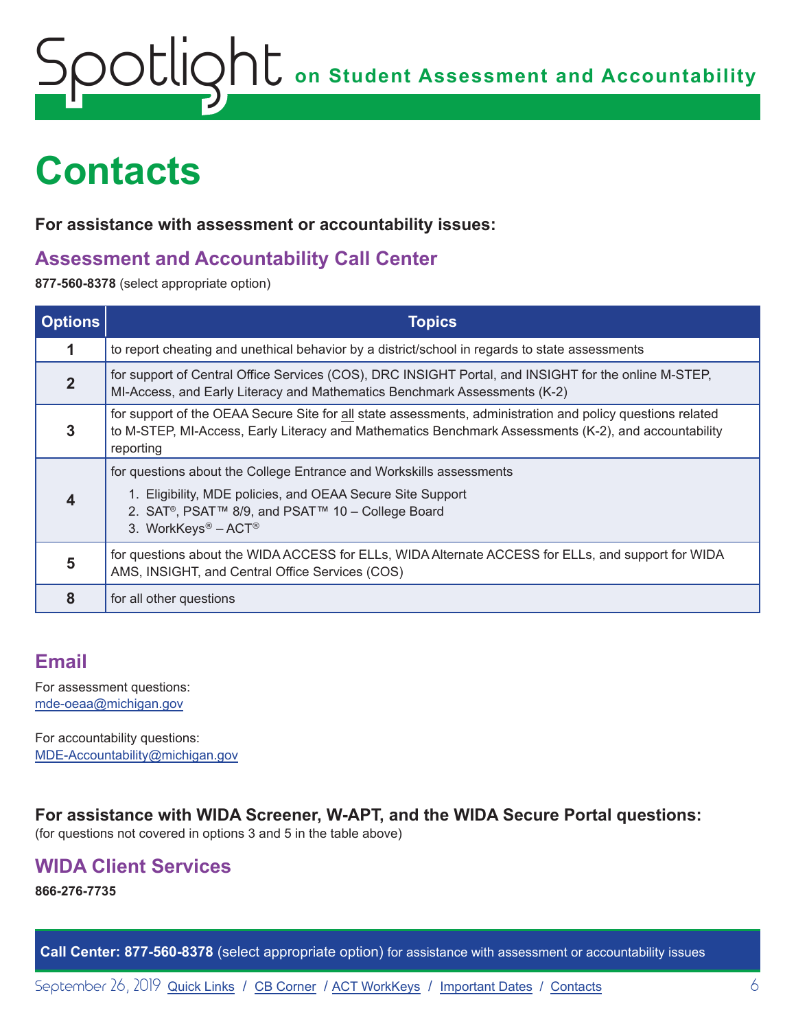# Contacts

**For assistance with assessment or accountability issues:**

## Assessment and Accountability Call Center

**877-560-8378** (select appropriate option)

| Options | Topics |
|---|---|
| 1 | to report cheating and unethical behavior by a district/school in regards to state assessments |
| 2 | for support of Central Office Services (COS), DRC INSIGHT Portal, and INSIGHT for the online M-STEP, MI-Access, and Early Literacy and Mathematics Benchmark Assessments (K-2) |
| 3 | for support of the OEAA Secure Site for all state assessments, administration and policy questions related to M-STEP, MI-Access, Early Literacy and Mathematics Benchmark Assessments (K-2), and accountability reporting |
| 4 | for questions about the College Entrance and Workskills assessments<br>1. Eligibility, MDE policies, and OEAA Secure Site Support<br>2. SAT®, PSAT™ 8/9, and PSAT™ 10 – College Board<br>3. WorkKeys® – ACT® |
| 5 | for questions about the WIDA ACCESS for ELLs, WIDA Alternate ACCESS for ELLs, and support for WIDA AMS, INSIGHT, and Central Office Services (COS) |
| 8 | for all other questions |

## Email

For assessment questions:
mde-oeaa@michigan.gov

For accountability questions:
MDE-Accountability@michigan.gov

**For assistance with WIDA Screener, W-APT, and the WIDA Secure Portal questions:**
(for questions not covered in options 3 and 5 in the table above)

## WIDA Client Services

**866-276-7735**

**Call Center: 877-560-8378** (select appropriate option) for assistance with assessment or accountability issues